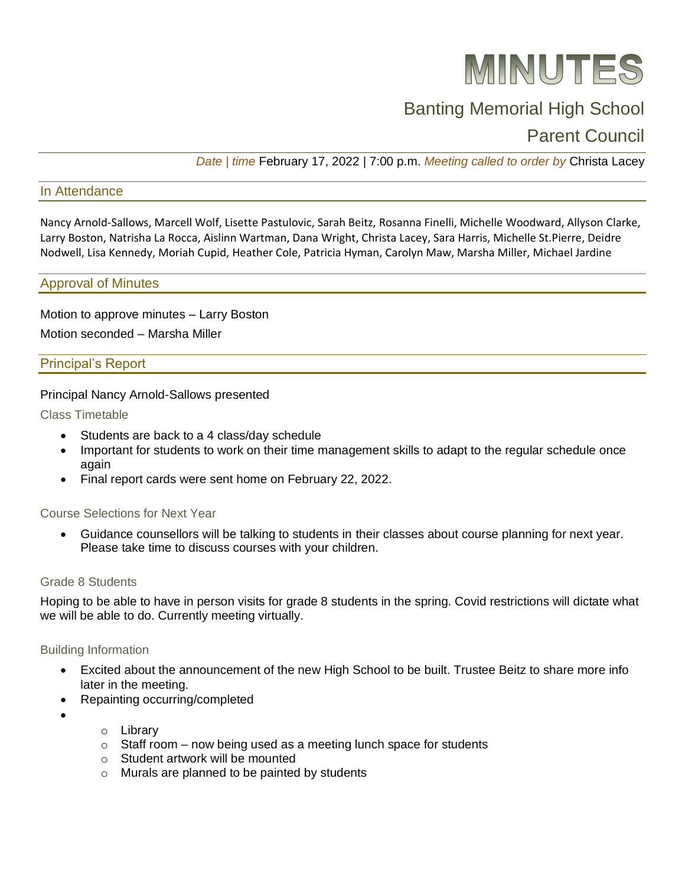# MINUTES

## Banting Memorial High School

## Parent Council

*Date | time* February 17, 2022 | 7:00 p.m. *Meeting called to order by* Christa Lacey

## In Attendance

Nancy Arnold-Sallows, Marcell Wolf, Lisette Pastulovic, Sarah Beitz, Rosanna Finelli, Michelle Woodward, Allyson Clarke, Larry Boston, Natrisha La Rocca, Aislinn Wartman, Dana Wright, Christa Lacey, Sara Harris, Michelle St.Pierre, Deidre Nodwell, Lisa Kennedy, Moriah Cupid, Heather Cole, Patricia Hyman, Carolyn Maw, Marsha Miller, Michael Jardine

## Approval of Minutes

Motion to approve minutes – Larry Boston

Motion seconded – Marsha Miller

## Principal's Report

Principal Nancy Arnold-Sallows presented

### Class Timetable

- Students are back to a 4 class/day schedule
- Important for students to work on their time management skills to adapt to the regular schedule once again
- Final report cards were sent home on February 22, 2022.

### Course Selections for Next Year

- Guidance counsellors will be talking to students in their classes about course planning for next year. Please take time to discuss courses with your children.

### Grade 8 Students

Hoping to be able to have in person visits for grade 8 students in the spring. Covid restrictions will dictate what we will be able to do. Currently meeting virtually.

### Building Information

- Excited about the announcement of the new High School to be built. Trustee Beitz to share more info later in the meeting.
- Repainting occurring/completed
- 
    - Library
    - Staff room – now being used as a meeting lunch space for students
    - Student artwork will be mounted
    - Murals are planned to be painted by students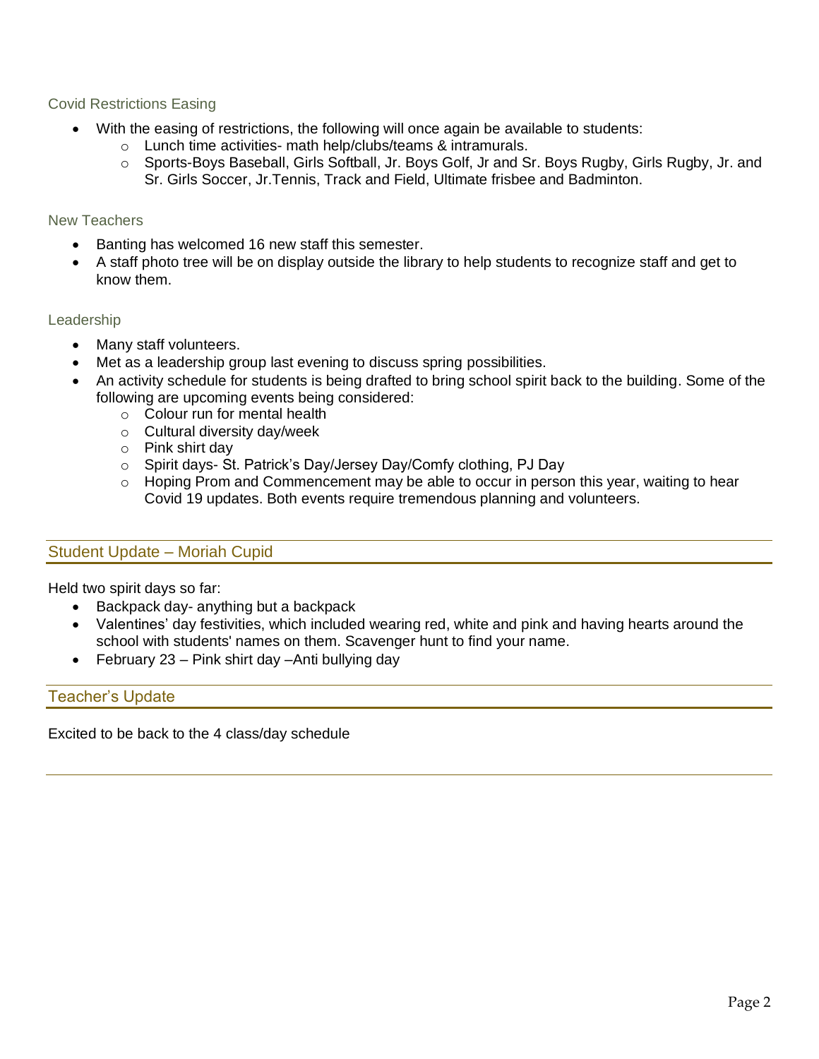### Covid Restrictions Easing

- With the easing of restrictions, the following will once again be available to students:
  - Lunch time activities- math help/clubs/teams & intramurals.
  - Sports-Boys Baseball, Girls Softball, Jr. Boys Golf, Jr and Sr. Boys Rugby, Girls Rugby, Jr. and Sr. Girls Soccer, Jr.Tennis, Track and Field, Ultimate frisbee and Badminton.

### New Teachers

- Banting has welcomed 16 new staff this semester.
- A staff photo tree will be on display outside the library to help students to recognize staff and get to know them.

### Leadership

- Many staff volunteers.
- Met as a leadership group last evening to discuss spring possibilities.
- An activity schedule for students is being drafted to bring school spirit back to the building. Some of the following are upcoming events being considered:
  - Colour run for mental health
  - Cultural diversity day/week
  - Pink shirt day
  - Spirit days- St. Patrick's Day/Jersey Day/Comfy clothing, PJ Day
  - Hoping Prom and Commencement may be able to occur in person this year, waiting to hear Covid 19 updates. Both events require tremendous planning and volunteers.

## Student Update – Moriah Cupid

Held two spirit days so far:

- Backpack day- anything but a backpack
- Valentines' day festivities, which included wearing red, white and pink and having hearts around the school with students' names on them. Scavenger hunt to find your name.
- February 23 – Pink shirt day –Anti bullying day

## Teacher's Update

Excited to be back to the 4 class/day schedule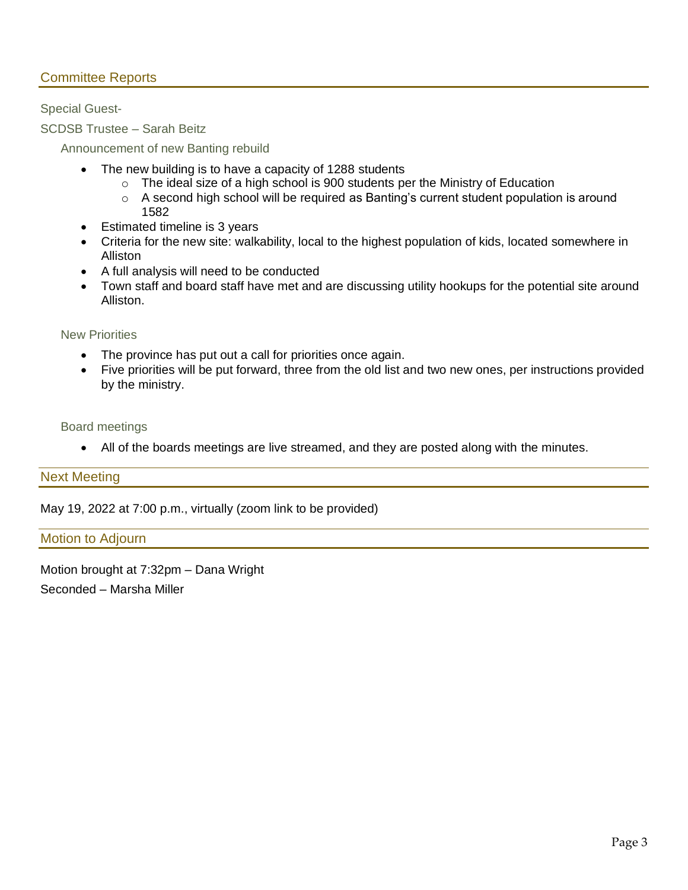## Committee Reports

### Special Guest-

### SCDSB Trustee – Sarah Beitz

#### Announcement of new Banting rebuild

- The new building is to have a capacity of 1288 students
  - The ideal size of a high school is 900 students per the Ministry of Education
  - A second high school will be required as Banting's current student population is around 1582
- Estimated timeline is 3 years
- Criteria for the new site: walkability, local to the highest population of kids, located somewhere in Alliston
- A full analysis will need to be conducted
- Town staff and board staff have met and are discussing utility hookups for the potential site around Alliston.

#### New Priorities

- The province has put out a call for priorities once again.
- Five priorities will be put forward, three from the old list and two new ones, per instructions provided by the ministry.

#### Board meetings

- All of the boards meetings are live streamed, and they are posted along with the minutes.

## Next Meeting

May 19, 2022 at 7:00 p.m., virtually (zoom link to be provided)

## Motion to Adjourn

Motion brought at 7:32pm – Dana Wright

Seconded – Marsha Miller